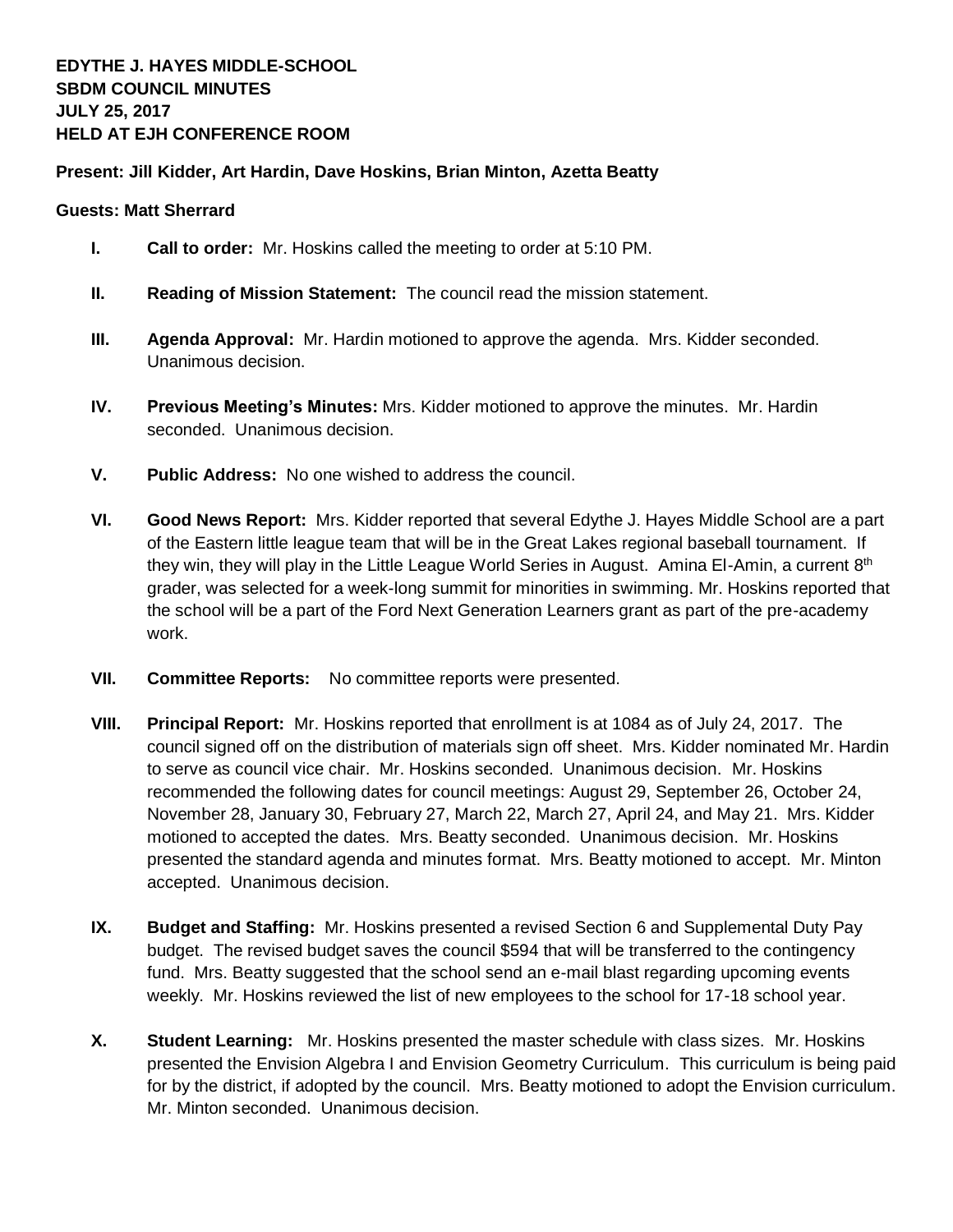**EDYTHE J. HAYES MIDDLE-SCHOOL**
**SBDM COUNCIL MINUTES**
**JULY 25, 2017**
**HELD AT EJH CONFERENCE ROOM**

**Present: Jill Kidder, Art Hardin, Dave Hoskins, Brian Minton, Azetta Beatty**

**Guests: Matt Sherrard**

**I. Call to order:** Mr. Hoskins called the meeting to order at 5:10 PM.

**II. Reading of Mission Statement:** The council read the mission statement.

**III. Agenda Approval:** Mr. Hardin motioned to approve the agenda. Mrs. Kidder seconded. Unanimous decision.

**IV. Previous Meeting's Minutes:** Mrs. Kidder motioned to approve the minutes. Mr. Hardin seconded. Unanimous decision.

**V. Public Address:** No one wished to address the council.

**VI. Good News Report:** Mrs. Kidder reported that several Edythe J. Hayes Middle School are a part of the Eastern little league team that will be in the Great Lakes regional baseball tournament. If they win, they will play in the Little League World Series in August. Amina El-Amin, a current 8th grader, was selected for a week-long summit for minorities in swimming. Mr. Hoskins reported that the school will be a part of the Ford Next Generation Learners grant as part of the pre-academy work.

**VII. Committee Reports:** No committee reports were presented.

**VIII. Principal Report:** Mr. Hoskins reported that enrollment is at 1084 as of July 24, 2017. The council signed off on the distribution of materials sign off sheet. Mrs. Kidder nominated Mr. Hardin to serve as council vice chair. Mr. Hoskins seconded. Unanimous decision. Mr. Hoskins recommended the following dates for council meetings: August 29, September 26, October 24, November 28, January 30, February 27, March 22, March 27, April 24, and May 21. Mrs. Kidder motioned to accepted the dates. Mrs. Beatty seconded. Unanimous decision. Mr. Hoskins presented the standard agenda and minutes format. Mrs. Beatty motioned to accept. Mr. Minton accepted. Unanimous decision.

**IX. Budget and Staffing:** Mr. Hoskins presented a revised Section 6 and Supplemental Duty Pay budget. The revised budget saves the council $594 that will be transferred to the contingency fund. Mrs. Beatty suggested that the school send an e-mail blast regarding upcoming events weekly. Mr. Hoskins reviewed the list of new employees to the school for 17-18 school year.

**X. Student Learning:** Mr. Hoskins presented the master schedule with class sizes. Mr. Hoskins presented the Envision Algebra I and Envision Geometry Curriculum. This curriculum is being paid for by the district, if adopted by the council. Mrs. Beatty motioned to adopt the Envision curriculum. Mr. Minton seconded. Unanimous decision.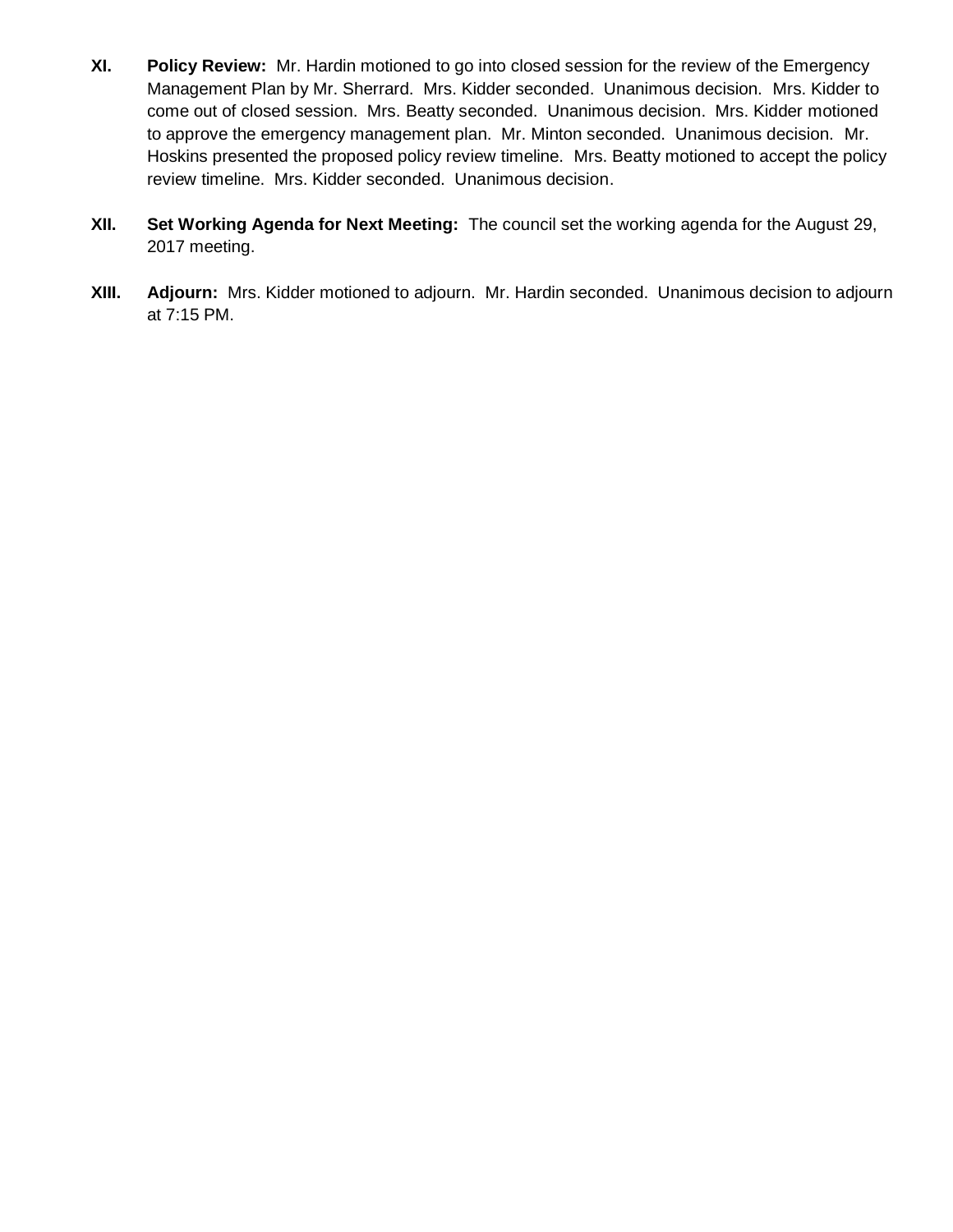**XI. Policy Review:** Mr. Hardin motioned to go into closed session for the review of the Emergency Management Plan by Mr. Sherrard. Mrs. Kidder seconded. Unanimous decision. Mrs. Kidder to come out of closed session. Mrs. Beatty seconded. Unanimous decision. Mrs. Kidder motioned to approve the emergency management plan. Mr. Minton seconded. Unanimous decision. Mr. Hoskins presented the proposed policy review timeline. Mrs. Beatty motioned to accept the policy review timeline. Mrs. Kidder seconded. Unanimous decision.

**XII. Set Working Agenda for Next Meeting:** The council set the working agenda for the August 29, 2017 meeting.

**XIII. Adjourn:** Mrs. Kidder motioned to adjourn. Mr. Hardin seconded. Unanimous decision to adjourn at 7:15 PM.